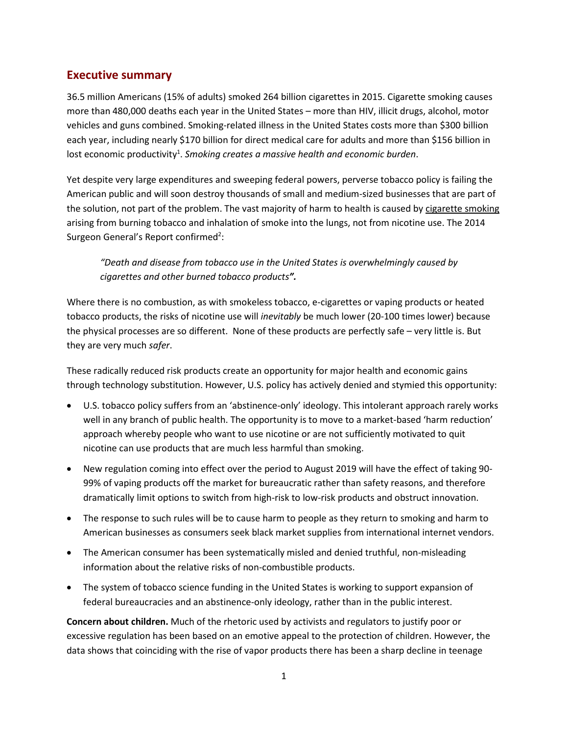## Executive summary

36.5 million Americans (15% of adults) smoked 264 billion cigarettes in 2015. Cigarette smoking causes more than 480,000 deaths each year in the United States – more than HIV, illicit drugs, alcohol, motor vehicles and guns combined. Smoking-related illness in the United States costs more than $300 billion each year, including nearly $170 billion for direct medical care for adults and more than $156 billion in lost economic productivity[1]. *Smoking creates a massive health and economic burden*.

Yet despite very large expenditures and sweeping federal powers, perverse tobacco policy is failing the American public and will soon destroy thousands of small and medium-sized businesses that are part of the solution, not part of the problem. The vast majority of harm to health is caused by cigarette smoking arising from burning tobacco and inhalation of smoke into the lungs, not from nicotine use. The 2014 Surgeon General's Report confirmed[2]:

> *"Death and disease from tobacco use in the United States is overwhelmingly caused by cigarettes and other burned tobacco products".*

Where there is no combustion, as with smokeless tobacco, e-cigarettes or vaping products or heated tobacco products, the risks of nicotine use will *inevitably* be much lower (20-100 times lower) because the physical processes are so different. None of these products are perfectly safe – very little is. But they are very much *safer*.

These radically reduced risk products create an opportunity for major health and economic gains through technology substitution. However, U.S. policy has actively denied and stymied this opportunity:

- U.S. tobacco policy suffers from an 'abstinence-only' ideology. This intolerant approach rarely works well in any branch of public health. The opportunity is to move to a market-based 'harm reduction' approach whereby people who want to use nicotine or are not sufficiently motivated to quit nicotine can use products that are much less harmful than smoking.
- New regulation coming into effect over the period to August 2019 will have the effect of taking 90-99% of vaping products off the market for bureaucratic rather than safety reasons, and therefore dramatically limit options to switch from high-risk to low-risk products and obstruct innovation.
- The response to such rules will be to cause harm to people as they return to smoking and harm to American businesses as consumers seek black market supplies from international internet vendors.
- The American consumer has been systematically misled and denied truthful, non-misleading information about the relative risks of non-combustible products.
- The system of tobacco science funding in the United States is working to support expansion of federal bureaucracies and an abstinence-only ideology, rather than in the public interest.

**Concern about children.** Much of the rhetoric used by activists and regulators to justify poor or excessive regulation has been based on an emotive appeal to the protection of children. However, the data shows that coinciding with the rise of vapor products there has been a sharp decline in teenage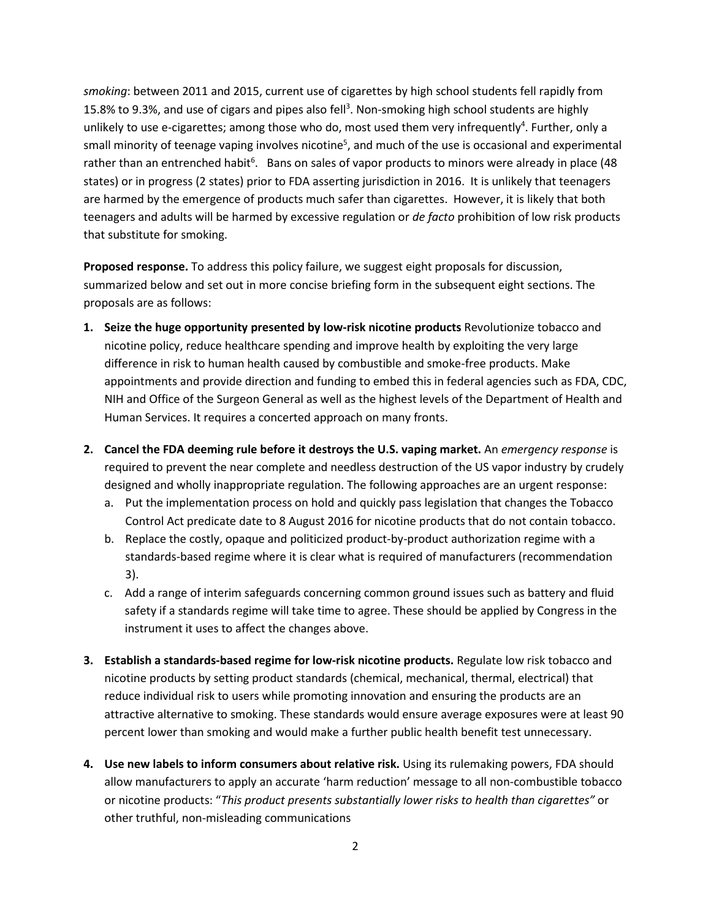*smoking*: between 2011 and 2015, current use of cigarettes by high school students fell rapidly from 15.8% to 9.3%, and use of cigars and pipes also fell[3]. Non-smoking high school students are highly unlikely to use e-cigarettes; among those who do, most used them very infrequently[4]. Further, only a small minority of teenage vaping involves nicotine[5], and much of the use is occasional and experimental rather than an entrenched habit[6]. Bans on sales of vapor products to minors were already in place (48 states) or in progress (2 states) prior to FDA asserting jurisdiction in 2016. It is unlikely that teenagers are harmed by the emergence of products much safer than cigarettes. However, it is likely that both teenagers and adults will be harmed by excessive regulation or *de facto* prohibition of low risk products that substitute for smoking.

**Proposed response.** To address this policy failure, we suggest eight proposals for discussion, summarized below and set out in more concise briefing form in the subsequent eight sections. The proposals are as follows:

1. **Seize the huge opportunity presented by low-risk nicotine products** Revolutionize tobacco and nicotine policy, reduce healthcare spending and improve health by exploiting the very large difference in risk to human health caused by combustible and smoke-free products. Make appointments and provide direction and funding to embed this in federal agencies such as FDA, CDC, NIH and Office of the Surgeon General as well as the highest levels of the Department of Health and Human Services. It requires a concerted approach on many fronts.

2. **Cancel the FDA deeming rule before it destroys the U.S. vaping market.** An *emergency response* is required to prevent the near complete and needless destruction of the US vapor industry by crudely designed and wholly inappropriate regulation. The following approaches are an urgent response:
   a. Put the implementation process on hold and quickly pass legislation that changes the Tobacco Control Act predicate date to 8 August 2016 for nicotine products that do not contain tobacco.
   b. Replace the costly, opaque and politicized product-by-product authorization regime with a standards-based regime where it is clear what is required of manufacturers (recommendation 3).
   c. Add a range of interim safeguards concerning common ground issues such as battery and fluid safety if a standards regime will take time to agree. These should be applied by Congress in the instrument it uses to affect the changes above.

3. **Establish a standards-based regime for low-risk nicotine products.** Regulate low risk tobacco and nicotine products by setting product standards (chemical, mechanical, thermal, electrical) that reduce individual risk to users while promoting innovation and ensuring the products are an attractive alternative to smoking. These standards would ensure average exposures were at least 90 percent lower than smoking and would make a further public health benefit test unnecessary.

4. **Use new labels to inform consumers about relative risk.** Using its rulemaking powers, FDA should allow manufacturers to apply an accurate 'harm reduction' message to all non-combustible tobacco or nicotine products: "*This product presents substantially lower risks to health than cigarettes"* or other truthful, non-misleading communications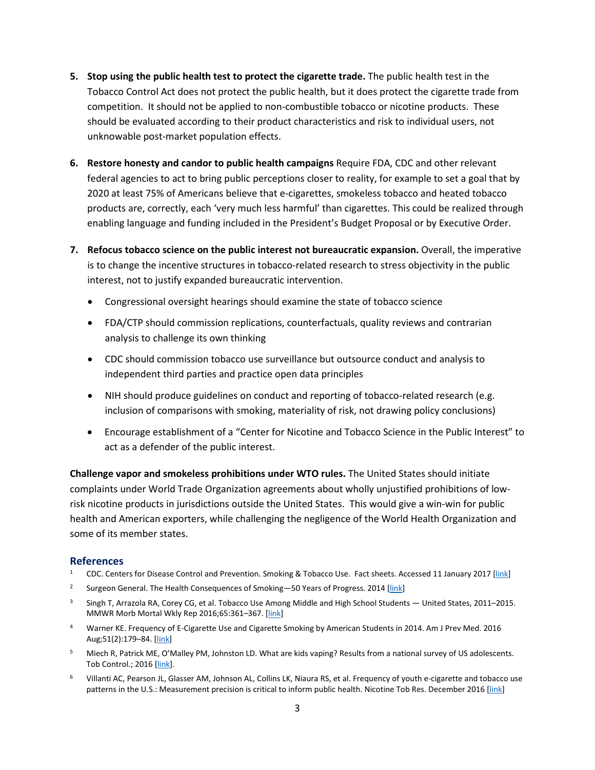5. **Stop using the public health test to protect the cigarette trade.** The public health test in the Tobacco Control Act does not protect the public health, but it does protect the cigarette trade from competition. It should not be applied to non-combustible tobacco or nicotine products. These should be evaluated according to their product characteristics and risk to individual users, not unknowable post-market population effects.

6. **Restore honesty and candor to public health campaigns** Require FDA, CDC and other relevant federal agencies to act to bring public perceptions closer to reality, for example to set a goal that by 2020 at least 75% of Americans believe that e-cigarettes, smokeless tobacco and heated tobacco products are, correctly, each 'very much less harmful' than cigarettes. This could be realized through enabling language and funding included in the President's Budget Proposal or by Executive Order.

7. **Refocus tobacco science on the public interest not bureaucratic expansion.** Overall, the imperative is to change the incentive structures in tobacco-related research to stress objectivity in the public interest, not to justify expanded bureaucratic intervention.

   - Congressional oversight hearings should examine the state of tobacco science
   - FDA/CTP should commission replications, counterfactuals, quality reviews and contrarian analysis to challenge its own thinking
   - CDC should commission tobacco use surveillance but outsource conduct and analysis to independent third parties and practice open data principles
   - NIH should produce guidelines on conduct and reporting of tobacco-related research (e.g. inclusion of comparisons with smoking, materiality of risk, not drawing policy conclusions)
   - Encourage establishment of a "Center for Nicotine and Tobacco Science in the Public Interest" to act as a defender of the public interest.

**Challenge vapor and smokeless prohibitions under WTO rules.** The United States should initiate complaints under World Trade Organization agreements about wholly unjustified prohibitions of low-risk nicotine products in jurisdictions outside the United States. This would give a win-win for public health and American exporters, while challenging the negligence of the World Health Organization and some of its member states.

## References

1. CDC. Centers for Disease Control and Prevention. Smoking & Tobacco Use. Fact sheets. Accessed 11 January 2017 [link]
2. Surgeon General. The Health Consequences of Smoking—50 Years of Progress. 2014 [link]
3. Singh T, Arrazola RA, Corey CG, et al. Tobacco Use Among Middle and High School Students — United States, 2011–2015. MMWR Morb Mortal Wkly Rep 2016;65:361–367. [link]
4. Warner KE. Frequency of E-Cigarette Use and Cigarette Smoking by American Students in 2014. Am J Prev Med. 2016 Aug;51(2):179–84. [link]
5. Miech R, Patrick ME, O'Malley PM, Johnston LD. What are kids vaping? Results from a national survey of US adolescents. Tob Control.; 2016 [link].
6. Villanti AC, Pearson JL, Glasser AM, Johnson AL, Collins LK, Niaura RS, et al. Frequency of youth e-cigarette and tobacco use patterns in the U.S.: Measurement precision is critical to inform public health. Nicotine Tob Res. December 2016 [link]